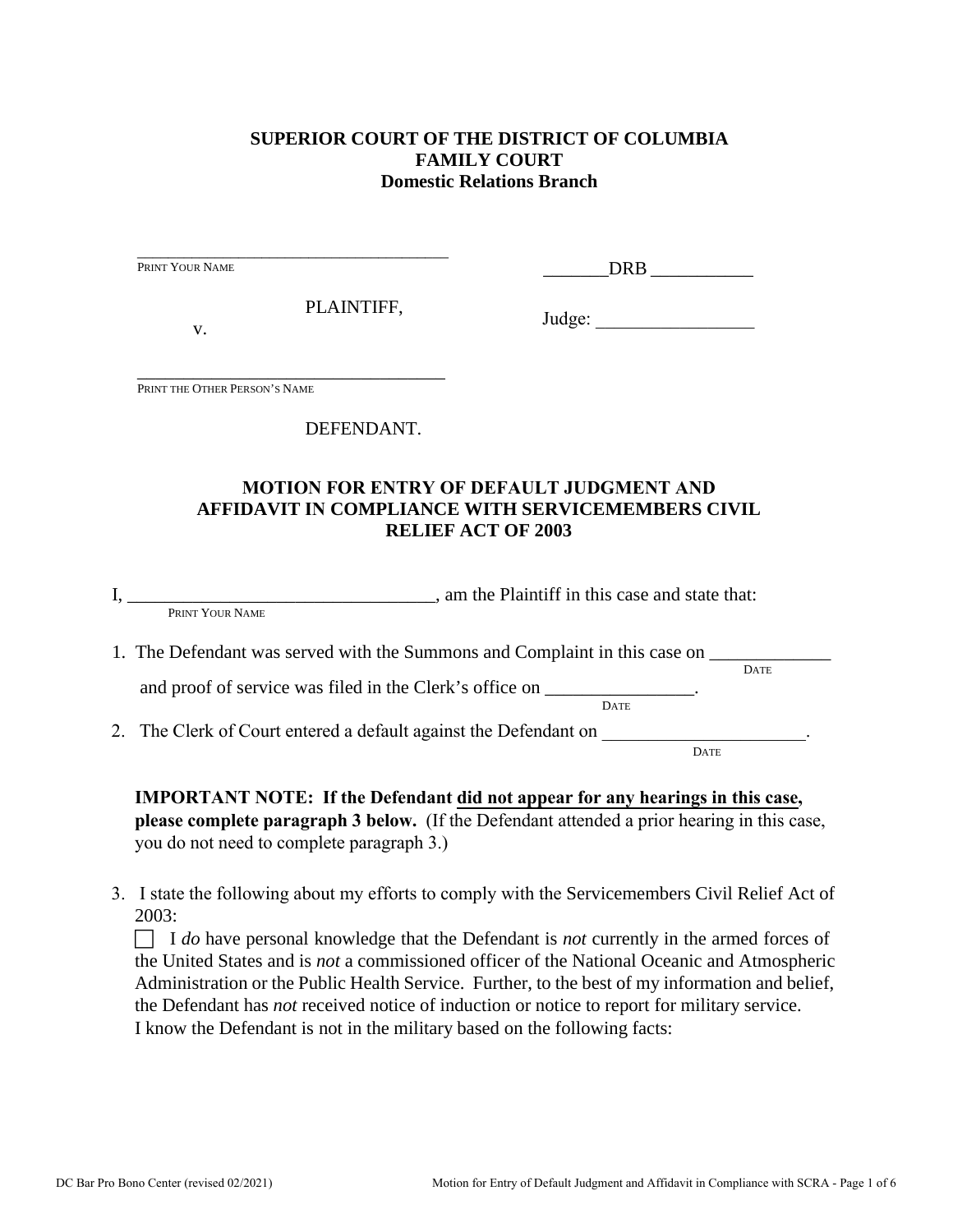**SUPERIOR COURT OF THE DISTRICT OF COLUMBIA**
**FAMILY COURT**
**Domestic Relations Branch**

\_\_\_\_\_\_\_\_\_\_\_\_\_\_\_\_\_\_\_\_\_\_\_\_\_\_\_\_\_\_\_\_\_\_\_\_\_\_
PRINT YOUR NAME

PLAINTIFF,

v.

\_\_\_\_\_\_\_\_\_\_\_\_\_\_\_\_\_\_\_\_\_\_\_\_\_\_\_\_\_\_\_\_\_\_\_\_\_\_
PRINT THE OTHER PERSON'S NAME

DEFENDANT.

\_\_\_\_\_\_\_DRB \_\_\_\_\_\_\_\_\_\_\_

Judge: \_\_\_\_\_\_\_\_\_\_\_\_\_\_\_\_\_

**MOTION FOR ENTRY OF DEFAULT JUDGMENT AND AFFIDAVIT IN COMPLIANCE WITH SERVICEMEMBERS CIVIL RELIEF ACT OF 2003**

I, \_\_\_\_\_\_\_\_\_\_\_\_\_\_\_\_\_\_\_\_\_\_\_\_\_\_\_\_\_\_\_\_\_, am the Plaintiff in this case and state that:
PRINT YOUR NAME

1. The Defendant was served with the Summons and Complaint in this case on \_\_\_\_\_\_\_\_\_\_\_\_\_ (DATE) and proof of service was filed in the Clerk's office on \_\_\_\_\_\_\_\_\_\_\_\_\_\_\_\_ (DATE).
2. The Clerk of Court entered a default against the Defendant on \_\_\_\_\_\_\_\_\_\_\_\_\_\_\_\_\_\_\_\_\_\_ (DATE).

**IMPORTANT NOTE: If the Defendant did not appear for any hearings in this case, please complete paragraph 3 below.** (If the Defendant attended a prior hearing in this case, you do not need to complete paragraph 3.)

3. I state the following about my efforts to comply with the Servicemembers Civil Relief Act of 2003:

   ☐ I *do* have personal knowledge that the Defendant is *not* currently in the armed forces of the United States and is *not* a commissioned officer of the National Oceanic and Atmospheric Administration or the Public Health Service. Further, to the best of my information and belief, the Defendant has *not* received notice of induction or notice to report for military service. I know the Defendant is not in the military based on the following facts: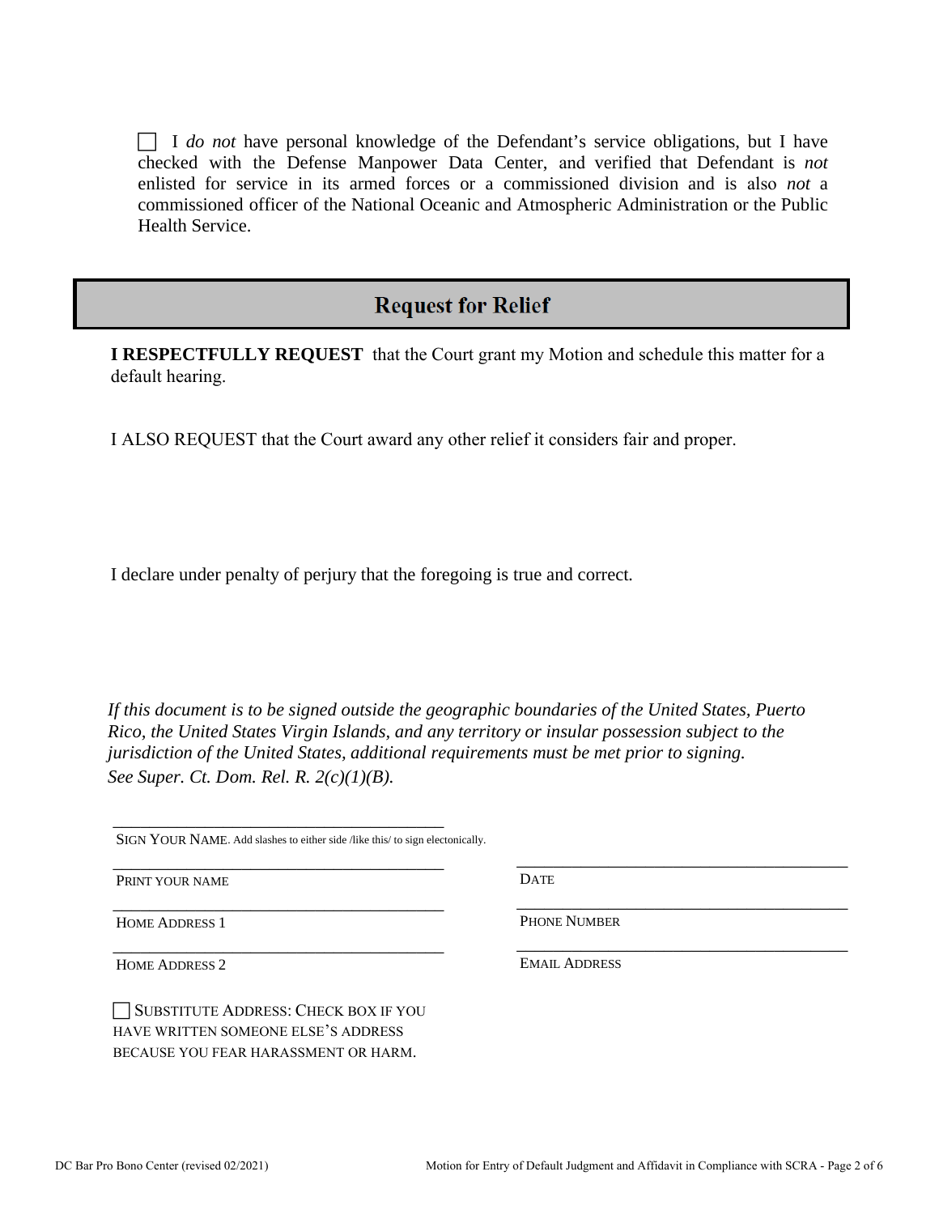☐ I *do not* have personal knowledge of the Defendant's service obligations, but I have checked with the Defense Manpower Data Center, and verified that Defendant is *not* enlisted for service in its armed forces or a commissioned division and is also *not* a commissioned officer of the National Oceanic and Atmospheric Administration or the Public Health Service.

## Request for Relief

**I RESPECTFULLY REQUEST** that the Court grant my Motion and schedule this matter for a default hearing.

I ALSO REQUEST that the Court award any other relief it considers fair and proper.

I declare under penalty of perjury that the foregoing is true and correct.

*If this document is to be signed outside the geographic boundaries of the United States, Puerto Rico, the United States Virgin Islands, and any territory or insular possession subject to the jurisdiction of the United States, additional requirements must be met prior to signing. See Super. Ct. Dom. Rel. R. 2(c)(1)(B).*

\_\_\_\_\_\_\_\_\_\_\_\_\_\_\_\_\_\_\_\_\_\_\_\_\_\_\_\_\_\_\_\_\_\_\_\_\_\_\_\_
SIGN YOUR NAME. Add slashes to either side /like this/ to sign electonically.

| | |
|---|---|
| \_\_\_\_\_\_\_\_\_\_\_\_\_\_\_\_\_\_\_\_\_\_\_\_\_\_\_\_\_\_\_\_ PRINT YOUR NAME | \_\_\_\_\_\_\_\_\_\_\_\_\_\_\_\_\_\_\_\_\_\_\_\_\_\_\_\_\_\_\_\_ DATE |
| \_\_\_\_\_\_\_\_\_\_\_\_\_\_\_\_\_\_\_\_\_\_\_\_\_\_\_\_\_\_\_\_ HOME ADDRESS 1 | \_\_\_\_\_\_\_\_\_\_\_\_\_\_\_\_\_\_\_\_\_\_\_\_\_\_\_\_\_\_\_\_ PHONE NUMBER |
| \_\_\_\_\_\_\_\_\_\_\_\_\_\_\_\_\_\_\_\_\_\_\_\_\_\_\_\_\_\_\_\_ HOME ADDRESS 2 | \_\_\_\_\_\_\_\_\_\_\_\_\_\_\_\_\_\_\_\_\_\_\_\_\_\_\_\_\_\_\_\_ EMAIL ADDRESS |

☐ SUBSTITUTE ADDRESS: CHECK BOX IF YOU HAVE WRITTEN SOMEONE ELSE'S ADDRESS BECAUSE YOU FEAR HARASSMENT OR HARM.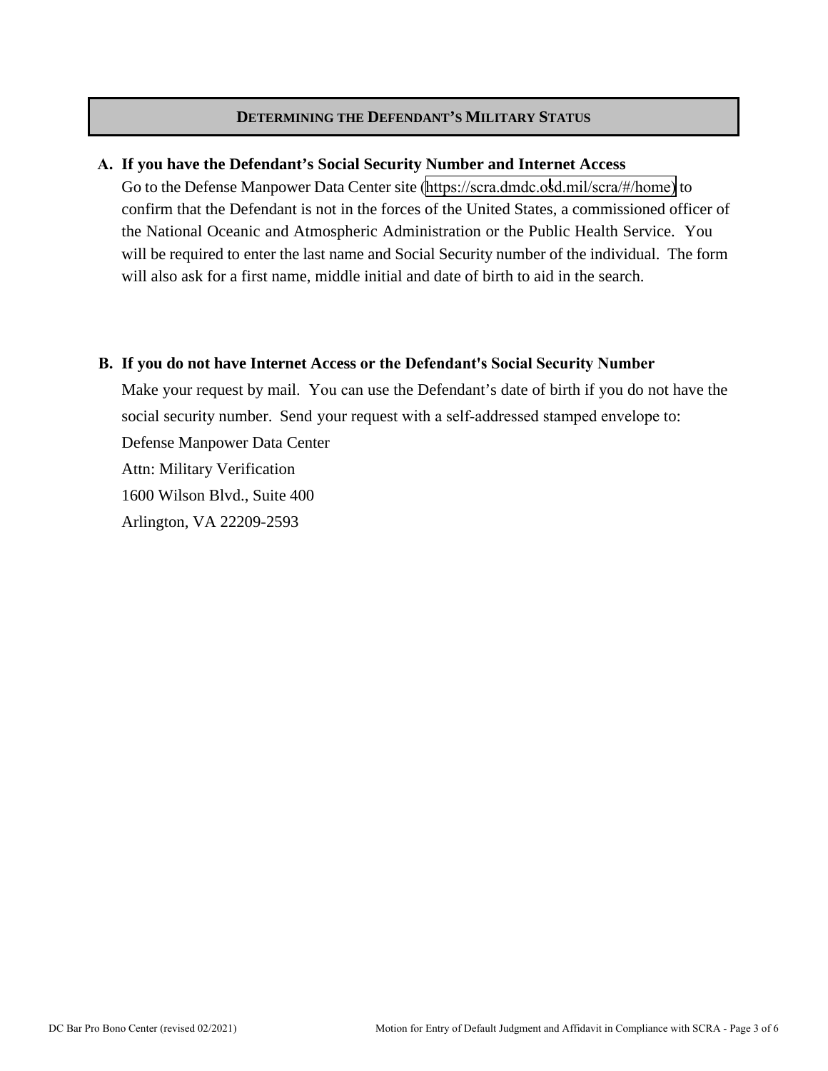## DETERMINING THE DEFENDANT'S MILITARY STATUS

**A. If you have the Defendant's Social Security Number and Internet Access**

Go to the Defense Manpower Data Center site (https://scra.dmdc.osd.mil/scra/#/home) to confirm that the Defendant is not in the forces of the United States, a commissioned officer of the National Oceanic and Atmospheric Administration or the Public Health Service. You will be required to enter the last name and Social Security number of the individual. The form will also ask for a first name, middle initial and date of birth to aid in the search.

**B. If you do not have Internet Access or the Defendant's Social Security Number**

Make your request by mail. You can use the Defendant's date of birth if you do not have the social security number. Send your request with a self-addressed stamped envelope to:

Defense Manpower Data Center
Attn: Military Verification
1600 Wilson Blvd., Suite 400
Arlington, VA 22209-2593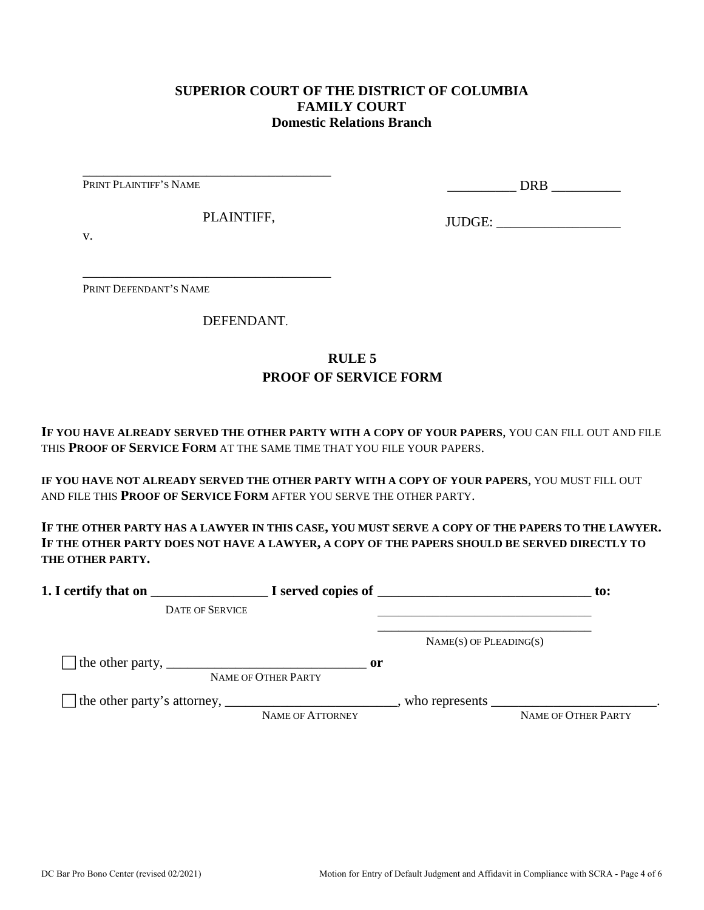**SUPERIOR COURT OF THE DISTRICT OF COLUMBIA**
**FAMILY COURT**
**Domestic Relations Branch**

_____________________________________
PRINT PLAINTIFF'S NAME

PLAINTIFF,

v.

__________ DRB __________

JUDGE: __________________

_____________________________________
PRINT DEFENDANT'S NAME

DEFENDANT.

## RULE 5
## PROOF OF SERVICE FORM

**IF YOU HAVE ALREADY SERVED THE OTHER PARTY WITH A COPY OF YOUR PAPERS**, YOU CAN FILL OUT AND FILE THIS **PROOF OF SERVICE FORM** AT THE SAME TIME THAT YOU FILE YOUR PAPERS.

**IF YOU HAVE NOT ALREADY SERVED THE OTHER PARTY WITH A COPY OF YOUR PAPERS**, YOU MUST FILL OUT AND FILE THIS **PROOF OF SERVICE FORM** AFTER YOU SERVE THE OTHER PARTY.

**IF THE OTHER PARTY HAS A LAWYER IN THIS CASE, YOU MUST SERVE A COPY OF THE PAPERS TO THE LAWYER. IF THE OTHER PARTY DOES NOT HAVE A LAWYER, A COPY OF THE PAPERS SHOULD BE SERVED DIRECTLY TO THE OTHER PARTY.**

**1. I certify that on** _________________ **I served copies of** _______________________________ **to:**
DATE OF SERVICE
_________________________________
_________________________________
NAME(S) OF PLEADING(S)

☐ the other party, _____________________________ **or**
NAME OF OTHER PARTY

☐ the other party's attorney, _________________________, who represents ________________________.
NAME OF ATTORNEY NAME OF OTHER PARTY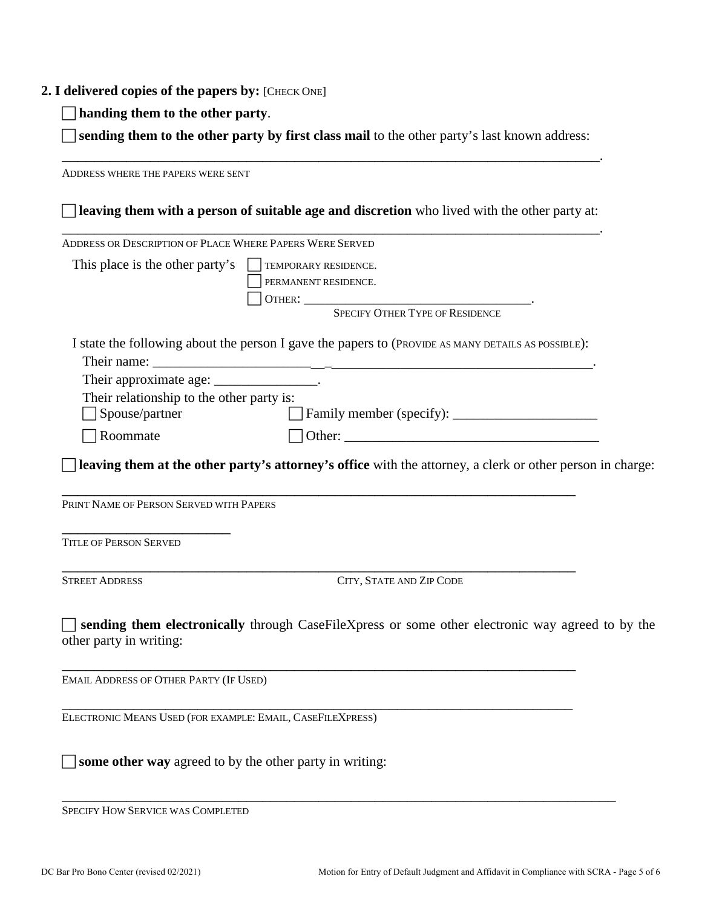**2. I delivered copies of the papers by:** [CHECK ONE]

☐ **handing them to the other party**.

☐ **sending them to the other party by first class mail** to the other party's last known address:

_______________________________________________________________________________.

ADDRESS WHERE THE PAPERS WERE SENT

☐ **leaving them with a person of suitable age and discretion** who lived with the other party at:

_______________________________________________________________________________.

ADDRESS OR DESCRIPTION OF PLACE WHERE PAPERS WERE SERVED

This place is the other party's ☐ TEMPORARY RESIDENCE.
☐ PERMANENT RESIDENCE.
☐ OTHER: ___________________________________.
SPECIFY OTHER TYPE OF RESIDENCE

I state the following about the person I gave the papers to (PROVIDE AS MANY DETAILS AS POSSIBLE):

Their name: _______________________________________________________________.

Their approximate age: _______________.

Their relationship to the other party is:

☐ Spouse/partner ☐ Family member (specify): _____________________

☐ Roommate ☐ Other: ______________________________________

☐ **leaving them at the other party's attorney's office** with the attorney, a clerk or other person in charge:

_______________________________________________________________________________

PRINT NAME OF PERSON SERVED WITH PAPERS

_________________________

TITLE OF PERSON SERVED

_______________________________________________________________________________

STREET ADDRESS CITY, STATE AND ZIP CODE

☐ **sending them electronically** through CaseFileXpress or some other electronic way agreed to by the other party in writing:

_______________________________________________________________________________

EMAIL ADDRESS OF OTHER PARTY (IF USED)

_______________________________________________________________________________

ELECTRONIC MEANS USED (FOR EXAMPLE: EMAIL, CASEFILEXPRESS)

☐ **some other way** agreed to by the other party in writing:

_______________________________________________________________________________

SPECIFY HOW SERVICE WAS COMPLETED

DC Bar Pro Bono Center (revised 02/2021)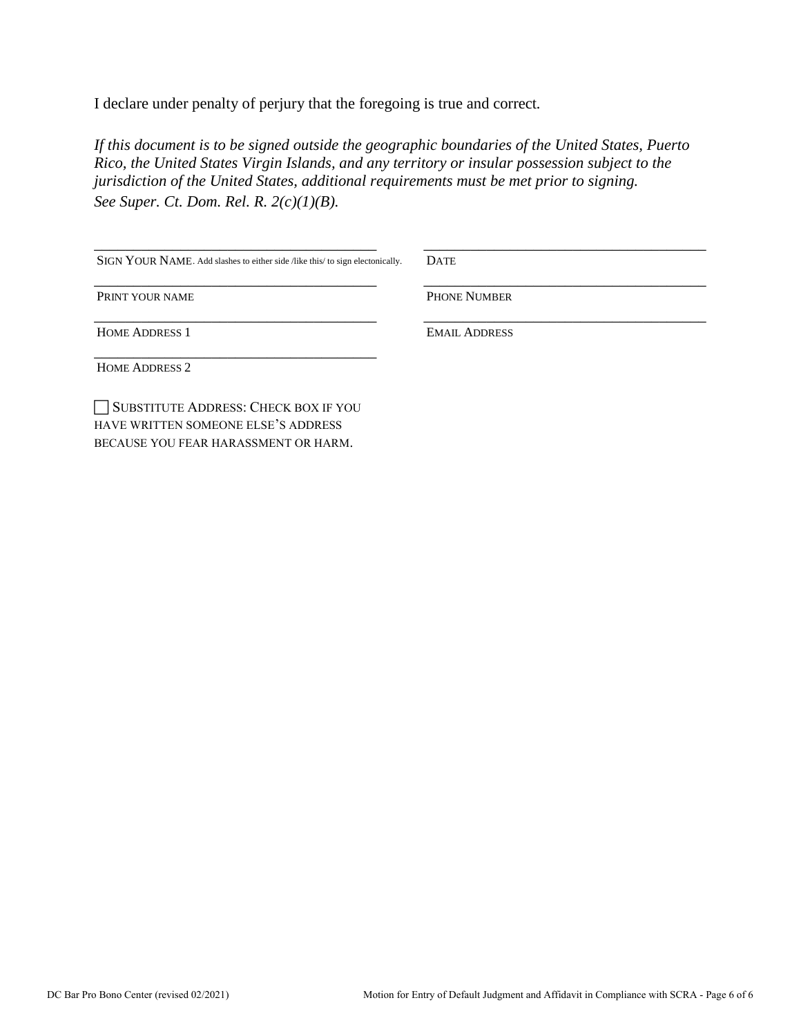I declare under penalty of perjury that the foregoing is true and correct.

*If this document is to be signed outside the geographic boundaries of the United States, Puerto Rico, the United States Virgin Islands, and any territory or insular possession subject to the jurisdiction of the United States, additional requirements must be met prior to signing. See Super. Ct. Dom. Rel. R. 2(c)(1)(B).*

| | |
|---|---|
| ______________________________________ | ______________________________________ |
| SIGN YOUR NAME. Add slashes to either side /like this/ to sign electonically. | DATE |
| ______________________________________ | ______________________________________ |
| PRINT YOUR NAME | PHONE NUMBER |
| ______________________________________ | ______________________________________ |
| HOME ADDRESS 1 | EMAIL ADDRESS |
| ______________________________________ | |
| HOME ADDRESS 2 | |

☐ SUBSTITUTE ADDRESS: CHECK BOX IF YOU HAVE WRITTEN SOMEONE ELSE'S ADDRESS BECAUSE YOU FEAR HARASSMENT OR HARM.